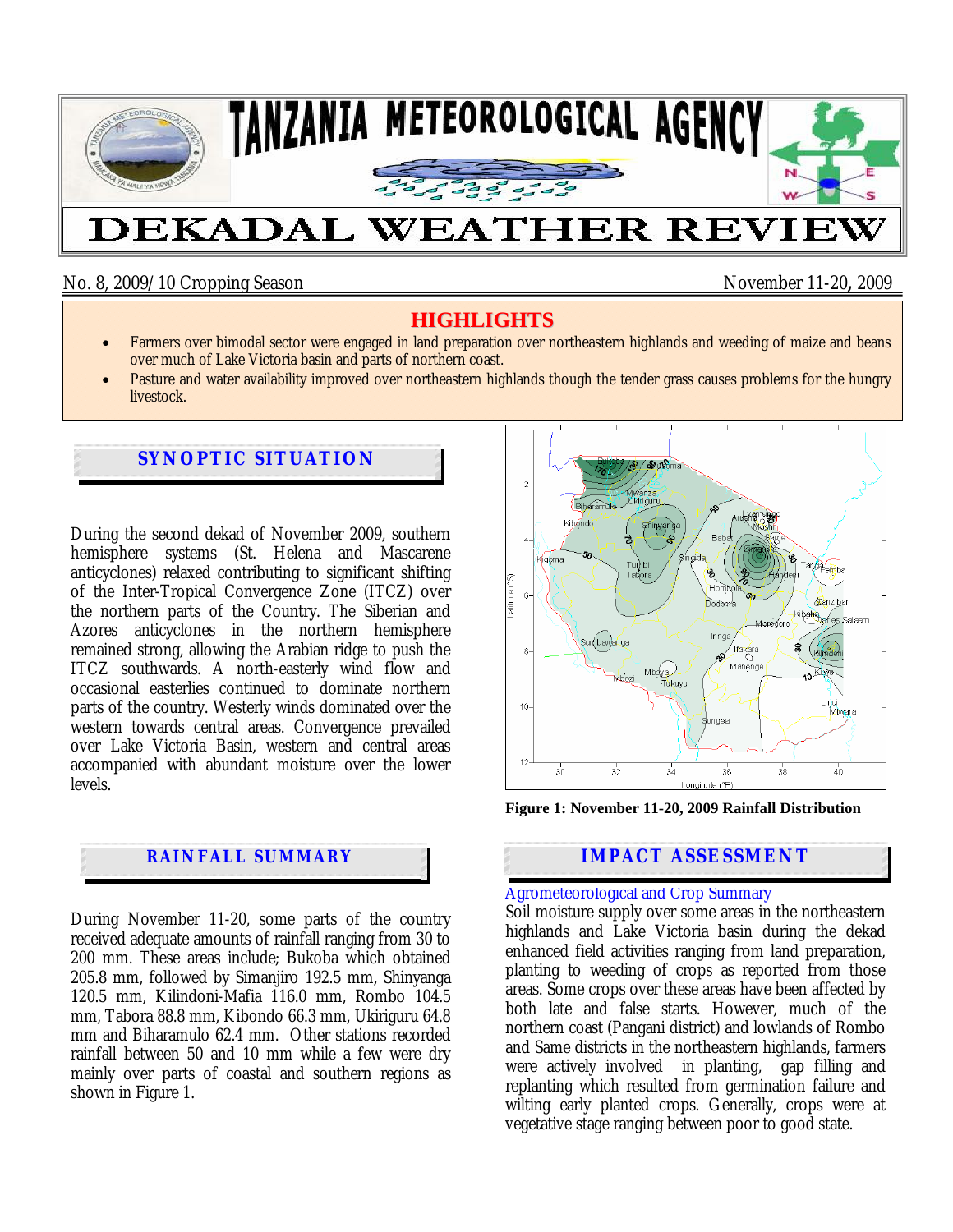# TANZANIA METEOROLOGICAL AGENCY

# DEKADAL WEATHER REVIEW

No. 8, 2009/10 Cropping Season — November 11-20, 2009

## HIGHLIGHTS

- Farmers over bimodal sector were engaged in land preparation over northeastern highlands and weeding of maize and beans over much of Lake Victoria basin and parts of northern coast.
- Pasture and water availability improved over northeastern highlands though the tender grass causes problems for the hungry livestock.

## SYNOPTIC SITUATION

During the second dekad of November 2009, southern hemisphere systems (St. Helena and Mascarene anticyclones) relaxed contributing to significant shifting of the Inter-Tropical Convergence Zone (ITCZ) over the northern parts of the Country. The Siberian and Azores anticyclones in the northern hemisphere remained strong, allowing the Arabian ridge to push the ITCZ southwards. A north-easterly wind flow and occasional easterlies continued to dominate northern parts of the country. Westerly winds dominated over the western towards central areas. Convergence prevailed over Lake Victoria Basin, western and central areas accompanied with abundant moisture over the lower levels.

**Figure 1: November 11-20, 2009 Rainfall Distribution**

## RAINFALL SUMMARY

During November 11-20, some parts of the country received adequate amounts of rainfall ranging from 30 to 200 mm. These areas include; Bukoba which obtained 205.8 mm, followed by Simanjiro 192.5 mm, Shinyanga 120.5 mm, Kilindoni-Mafia 116.0 mm, Rombo 104.5 mm, Tabora 88.8 mm, Kibondo 66.3 mm, Ukiriguru 64.8 mm and Biharamulo 62.4 mm. Other stations recorded rainfall between 50 and 10 mm while a few were dry mainly over parts of coastal and southern regions as shown in Figure 1.

## IMPACT ASSESSMENT

### Agrometeorological and Crop Summary

Soil moisture supply over some areas in the northeastern highlands and Lake Victoria basin during the dekad enhanced field activities ranging from land preparation, planting to weeding of crops as reported from those areas. Some crops over these areas have been affected by both late and false starts. However, much of the northern coast (Pangani district) and lowlands of Rombo and Same districts in the northeastern highlands, farmers were actively involved in planting, gap filling and replanting which resulted from germination failure and wilting early planted crops. Generally, crops were at vegetative stage ranging between poor to good state.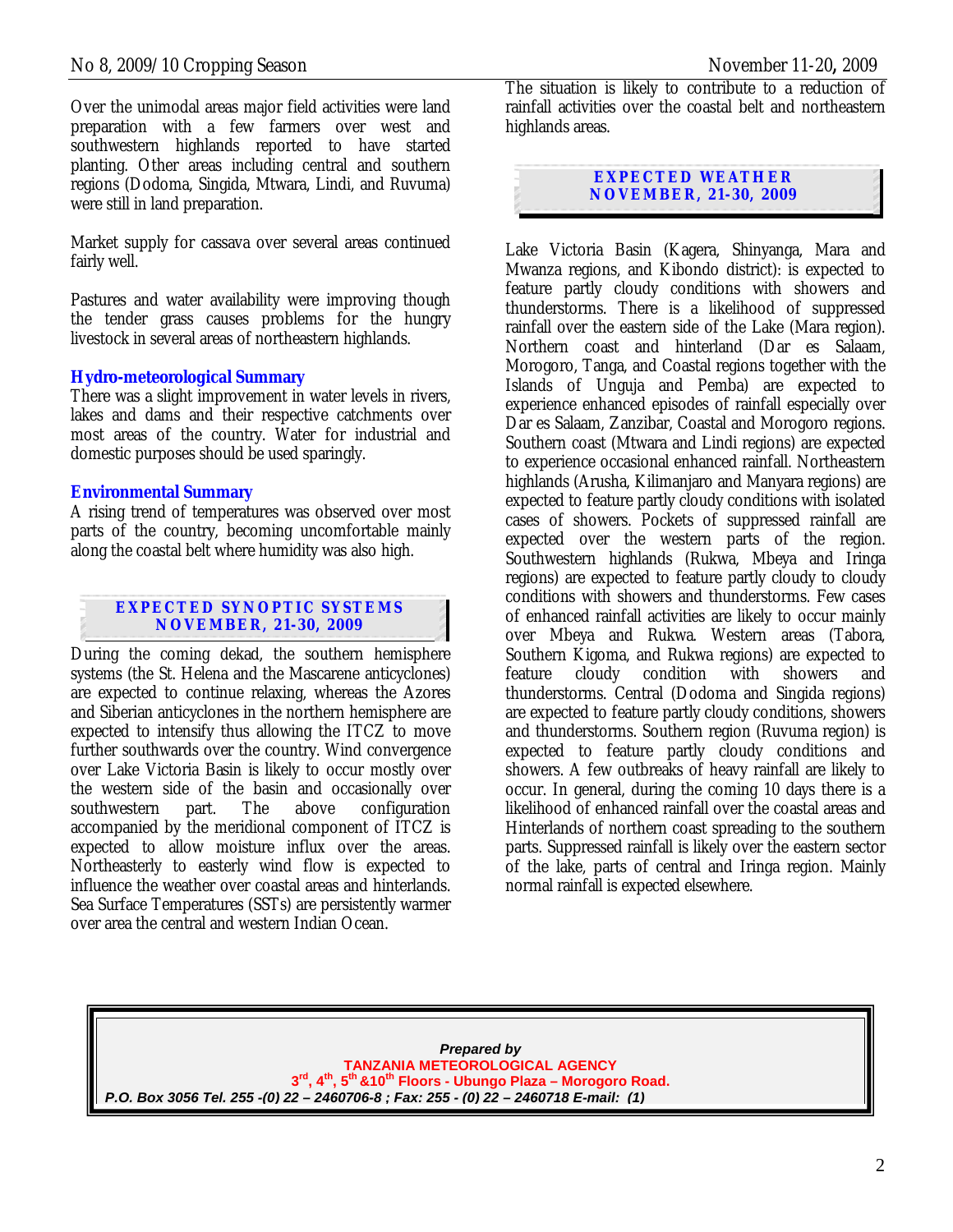Over the unimodal areas major field activities were land preparation with a few farmers over west and southwestern highlands reported to have started planting. Other areas including central and southern regions (Dodoma, Singida, Mtwara, Lindi, and Ruvuma) were still in land preparation.

Market supply for cassava over several areas continued fairly well.

Pastures and water availability were improving though the tender grass causes problems for the hungry livestock in several areas of northeastern highlands.

### Hydro-meteorological Summary

There was a slight improvement in water levels in rivers, lakes and dams and their respective catchments over most areas of the country. Water for industrial and domestic purposes should be used sparingly.

### Environmental Summary

A rising trend of temperatures was observed over most parts of the country, becoming uncomfortable mainly along the coastal belt where humidity was also high.

## EXPECTED SYNOPTIC SYSTEMS NOVEMBER, 21-30, 2009

During the coming dekad, the southern hemisphere systems (the St. Helena and the Mascarene anticyclones) are expected to continue relaxing, whereas the Azores and Siberian anticyclones in the northern hemisphere are expected to intensify thus allowing the ITCZ to move further southwards over the country. Wind convergence over Lake Victoria Basin is likely to occur mostly over the western side of the basin and occasionally over southwestern part. The above configuration accompanied by the meridional component of ITCZ is expected to allow moisture influx over the areas. Northeasterly to easterly wind flow is expected to influence the weather over coastal areas and hinterlands. Sea Surface Temperatures (SSTs) are persistently warmer over area the central and western Indian Ocean. The situation is likely to contribute to a reduction of rainfall activities over the coastal belt and northeastern highlands areas.

## EXPECTED WEATHER NOVEMBER, 21-30, 2009

Lake Victoria Basin (Kagera, Shinyanga, Mara and Mwanza regions, and Kibondo district): is expected to feature partly cloudy conditions with showers and thunderstorms. There is a likelihood of suppressed rainfall over the eastern side of the Lake (Mara region). Northern coast and hinterland (Dar es Salaam, Morogoro, Tanga, and Coastal regions together with the Islands of Unguja and Pemba) are expected to experience enhanced episodes of rainfall especially over Dar es Salaam, Zanzibar, Coastal and Morogoro regions. Southern coast (Mtwara and Lindi regions) are expected to experience occasional enhanced rainfall. Northeastern highlands (Arusha, Kilimanjaro and Manyara regions) are expected to feature partly cloudy conditions with isolated cases of showers. Pockets of suppressed rainfall are expected over the western parts of the region. Southwestern highlands (Rukwa, Mbeya and Iringa regions) are expected to feature partly cloudy to cloudy conditions with showers and thunderstorms. Few cases of enhanced rainfall activities are likely to occur mainly over Mbeya and Rukwa. Western areas (Tabora, Southern Kigoma, and Rukwa regions) are expected to feature cloudy condition with showers and thunderstorms. Central (Dodoma and Singida regions) are expected to feature partly cloudy conditions, showers and thunderstorms. Southern region (Ruvuma region) is expected to feature partly cloudy conditions and showers. A few outbreaks of heavy rainfall are likely to occur. In general, during the coming 10 days there is a likelihood of enhanced rainfall over the coastal areas and Hinterlands of northern coast spreading to the southern parts. Suppressed rainfall is likely over the eastern sector of the lake, parts of central and Iringa region. Mainly normal rainfall is expected elsewhere.

***Prepared by***
**TANZANIA METEOROLOGICAL AGENCY**
**3rd, 4th, 5th &10th Floors - Ubungo Plaza – Morogoro Road.**
***P.O. Box 3056 Tel. 255 -(0) 22 – 2460706-8 ; Fax: 255 - (0) 22 – 2460718 E-mail: (1)***